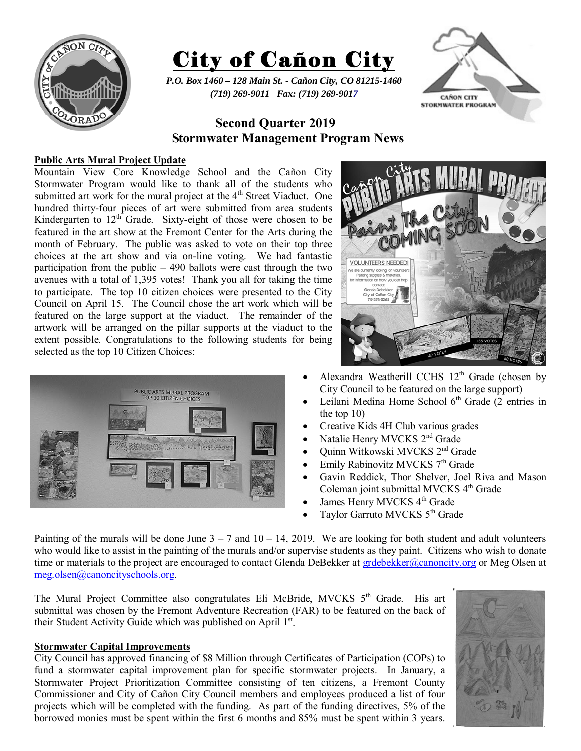# City of Cañon City

*P.O. Box 1460 – 128 Main St. - Cañon City, CO 81215-1460*
*(719) 269-9011 Fax: (719) 269-9017*

## Second Quarter 2019
## Stormwater Management Program News

### Public Arts Mural Project Update

Mountain View Core Knowledge School and the Cañon City Stormwater Program would like to thank all of the students who submitted art work for the mural project at the 4th Street Viaduct. One hundred thirty-four pieces of art were submitted from area students Kindergarten to 12th Grade. Sixty-eight of those were chosen to be featured in the art show at the Fremont Center for the Arts during the month of February. The public was asked to vote on their top three choices at the art show and via on-line voting. We had fantastic participation from the public – 490 ballots were cast through the two avenues with a total of 1,395 votes! Thank you all for taking the time to participate. The top 10 citizen choices were presented to the City Council on April 15. The Council chose the art work which will be featured on the large support at the viaduct. The remainder of the artwork will be arranged on the pillar supports at the viaduct to the extent possible. Congratulations to the following students for being selected as the top 10 Citizen Choices:

- Alexandra Weatherill CCHS 12th Grade (chosen by City Council to be featured on the large support)
- Leilani Medina Home School 6th Grade (2 entries in the top 10)
- Creative Kids 4H Club various grades
- Natalie Henry MVCKS 2nd Grade
- Quinn Witkowski MVCKS 2nd Grade
- Emily Rabinovitz MVCKS 7th Grade
- Gavin Reddick, Thor Shelver, Joel Riva and Mason Coleman joint submittal MVCKS 4th Grade
- James Henry MVCKS 4th Grade
- Taylor Garruto MVCKS 5th Grade

Painting of the murals will be done June 3 – 7 and 10 – 14, 2019. We are looking for both student and adult volunteers who would like to assist in the painting of the murals and/or supervise students as they paint. Citizens who wish to donate time or materials to the project are encouraged to contact Glenda DeBekker at grdebekker@canoncity.org or Meg Olsen at meg.olsen@canoncityschools.org.

The Mural Project Committee also congratulates Eli McBride, MVCKS 5th Grade. His art submittal was chosen by the Fremont Adventure Recreation (FAR) to be featured on the back of their Student Activity Guide which was published on April 1st.

### Stormwater Capital Improvements

City Council has approved financing of $8 Million through Certificates of Participation (COPs) to fund a stormwater capital improvement plan for specific stormwater projects. In January, a Stormwater Project Prioritization Committee consisting of ten citizens, a Fremont County Commissioner and City of Cañon City Council members and employees produced a list of four projects which will be completed with the funding. As part of the funding directives, 5% of the borrowed monies must be spent within the first 6 months and 85% must be spent within 3 years.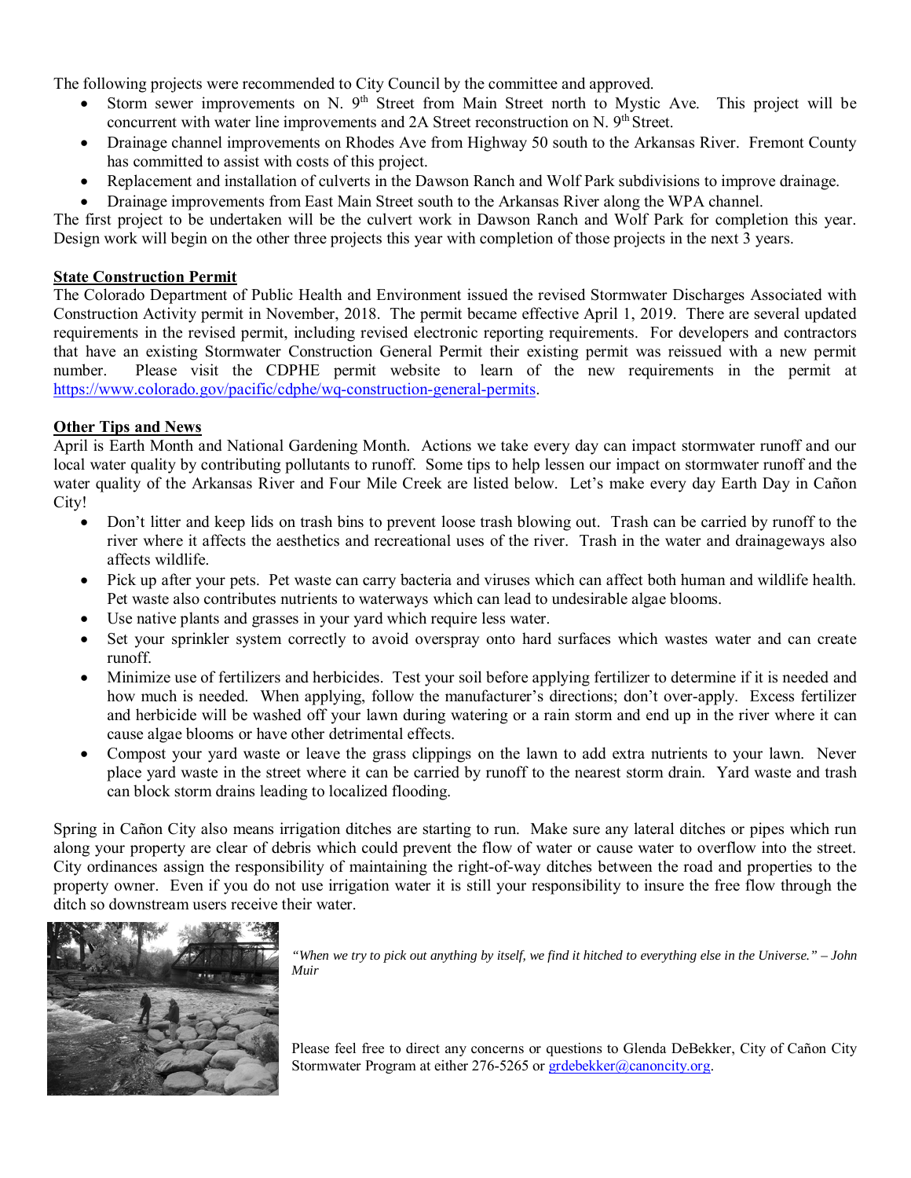The following projects were recommended to City Council by the committee and approved.

- Storm sewer improvements on N. 9th Street from Main Street north to Mystic Ave. This project will be concurrent with water line improvements and 2A Street reconstruction on N. 9th Street.
- Drainage channel improvements on Rhodes Ave from Highway 50 south to the Arkansas River. Fremont County has committed to assist with costs of this project.
- Replacement and installation of culverts in the Dawson Ranch and Wolf Park subdivisions to improve drainage.
- Drainage improvements from East Main Street south to the Arkansas River along the WPA channel.

The first project to be undertaken will be the culvert work in Dawson Ranch and Wolf Park for completion this year. Design work will begin on the other three projects this year with completion of those projects in the next 3 years.

## State Construction Permit

The Colorado Department of Public Health and Environment issued the revised Stormwater Discharges Associated with Construction Activity permit in November, 2018. The permit became effective April 1, 2019. There are several updated requirements in the revised permit, including revised electronic reporting requirements. For developers and contractors that have an existing Stormwater Construction General Permit their existing permit was reissued with a new permit number. Please visit the CDPHE permit website to learn of the new requirements in the permit at https://www.colorado.gov/pacific/cdphe/wq-construction-general-permits.

## Other Tips and News

April is Earth Month and National Gardening Month. Actions we take every day can impact stormwater runoff and our local water quality by contributing pollutants to runoff. Some tips to help lessen our impact on stormwater runoff and the water quality of the Arkansas River and Four Mile Creek are listed below. Let's make every day Earth Day in Cañon City!

- Don't litter and keep lids on trash bins to prevent loose trash blowing out. Trash can be carried by runoff to the river where it affects the aesthetics and recreational uses of the river. Trash in the water and drainageways also affects wildlife.
- Pick up after your pets. Pet waste can carry bacteria and viruses which can affect both human and wildlife health. Pet waste also contributes nutrients to waterways which can lead to undesirable algae blooms.
- Use native plants and grasses in your yard which require less water.
- Set your sprinkler system correctly to avoid overspray onto hard surfaces which wastes water and can create runoff.
- Minimize use of fertilizers and herbicides. Test your soil before applying fertilizer to determine if it is needed and how much is needed. When applying, follow the manufacturer's directions; don't over-apply. Excess fertilizer and herbicide will be washed off your lawn during watering or a rain storm and end up in the river where it can cause algae blooms or have other detrimental effects.
- Compost your yard waste or leave the grass clippings on the lawn to add extra nutrients to your lawn. Never place yard waste in the street where it can be carried by runoff to the nearest storm drain. Yard waste and trash can block storm drains leading to localized flooding.

Spring in Cañon City also means irrigation ditches are starting to run. Make sure any lateral ditches or pipes which run along your property are clear of debris which could prevent the flow of water or cause water to overflow into the street. City ordinances assign the responsibility of maintaining the right-of-way ditches between the road and properties to the property owner. Even if you do not use irrigation water it is still your responsibility to insure the free flow through the ditch so downstream users receive their water.

*"When we try to pick out anything by itself, we find it hitched to everything else in the Universe." – John Muir*

Please feel free to direct any concerns or questions to Glenda DeBekker, City of Cañon City Stormwater Program at either 276-5265 or grdebekker@canoncity.org.